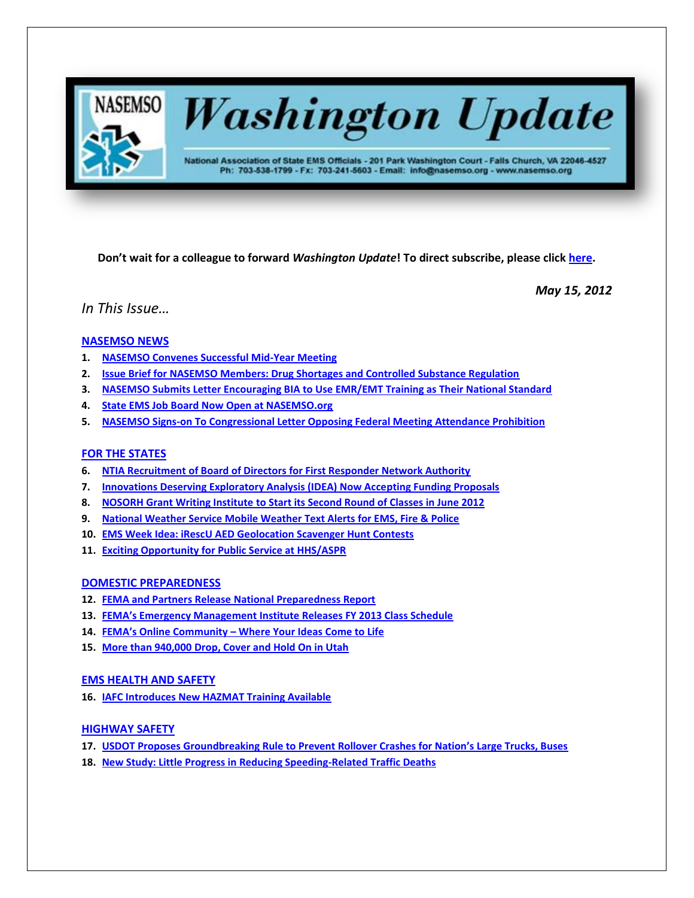# NASEMSO Washington Update

National Association of State EMS Officials - 201 Park Washington Court - Falls Church, VA 22046-4527
Ph: 703-538-1799 - Fx: 703-241-5603 - Email: info@nasemso.org - www.nasemso.org

**Don't wait for a colleague to forward *Washington Update*! To direct subscribe, please click here.**

***May 15, 2012***

*In This Issue…*

## NASEMSO NEWS

1. NASEMSO Convenes Successful Mid-Year Meeting
2. Issue Brief for NASEMSO Members: Drug Shortages and Controlled Substance Regulation
3. NASEMSO Submits Letter Encouraging BIA to Use EMR/EMT Training as Their National Standard
4. State EMS Job Board Now Open at NASEMSO.org
5. NASEMSO Signs-on To Congressional Letter Opposing Federal Meeting Attendance Prohibition

## FOR THE STATES

6. NTIA Recruitment of Board of Directors for First Responder Network Authority
7. Innovations Deserving Exploratory Analysis (IDEA) Now Accepting Funding Proposals
8. NOSORH Grant Writing Institute to Start its Second Round of Classes in June 2012
9. National Weather Service Mobile Weather Text Alerts for EMS, Fire & Police
10. EMS Week Idea: iRescU AED Geolocation Scavenger Hunt Contests
11. Exciting Opportunity for Public Service at HHS/ASPR

## DOMESTIC PREPAREDNESS

12. FEMA and Partners Release National Preparedness Report
13. FEMA's Emergency Management Institute Releases FY 2013 Class Schedule
14. FEMA's Online Community – Where Your Ideas Come to Life
15. More than 940,000 Drop, Cover and Hold On in Utah

## EMS HEALTH AND SAFETY

16. IAFC Introduces New HAZMAT Training Available

## HIGHWAY SAFETY

17. USDOT Proposes Groundbreaking Rule to Prevent Rollover Crashes for Nation's Large Trucks, Buses
18. New Study: Little Progress in Reducing Speeding-Related Traffic Deaths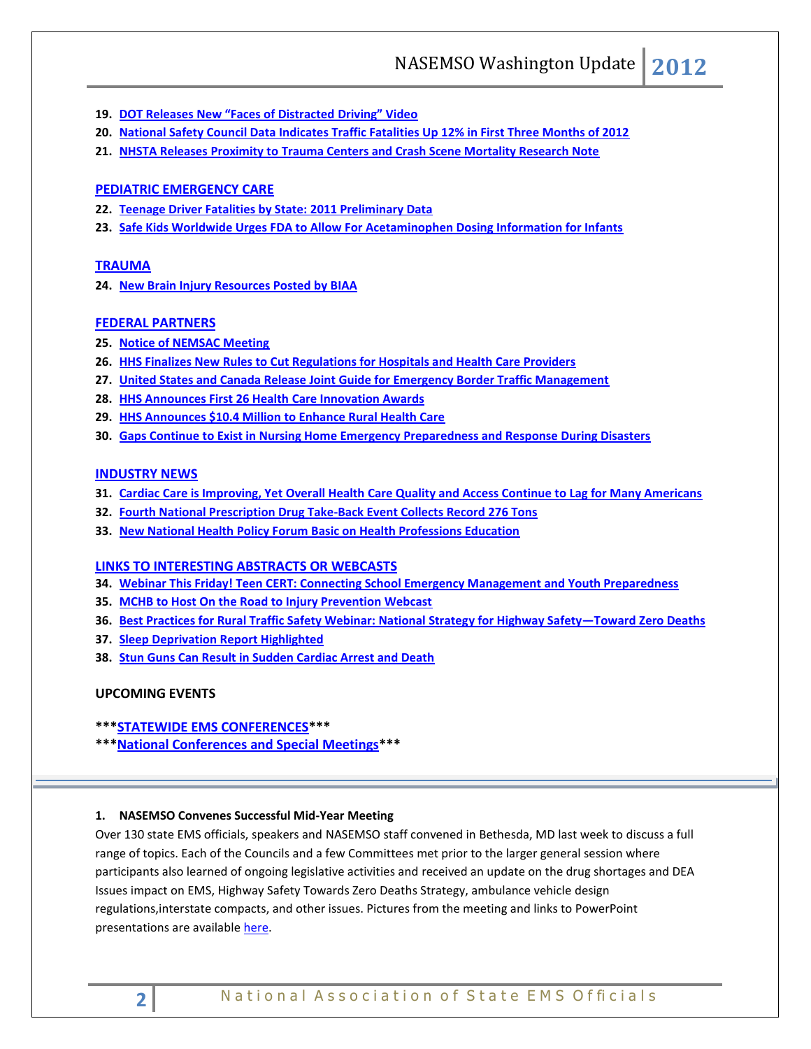19. **DOT Releases New "Faces of Distracted Driving" Video**
20. **National Safety Council Data Indicates Traffic Fatalities Up 12% in First Three Months of 2012**
21. **NHSTA Releases Proximity to Trauma Centers and Crash Scene Mortality Research Note**

## PEDIATRIC EMERGENCY CARE

22. **Teenage Driver Fatalities by State: 2011 Preliminary Data**
23. **Safe Kids Worldwide Urges FDA to Allow For Acetaminophen Dosing Information for Infants**

## TRAUMA

24. **New Brain Injury Resources Posted by BIAA**

## FEDERAL PARTNERS

25. **Notice of NEMSAC Meeting**
26. **HHS Finalizes New Rules to Cut Regulations for Hospitals and Health Care Providers**
27. **United States and Canada Release Joint Guide for Emergency Border Traffic Management**
28. **HHS Announces First 26 Health Care Innovation Awards**
29. **HHS Announces $10.4 Million to Enhance Rural Health Care**
30. **Gaps Continue to Exist in Nursing Home Emergency Preparedness and Response During Disasters**

## INDUSTRY NEWS

31. **Cardiac Care is Improving, Yet Overall Health Care Quality and Access Continue to Lag for Many Americans**
32. **Fourth National Prescription Drug Take-Back Event Collects Record 276 Tons**
33. **New National Health Policy Forum Basic on Health Professions Education**

## LINKS TO INTERESTING ABSTRACTS OR WEBCASTS

34. **Webinar This Friday! Teen CERT: Connecting School Emergency Management and Youth Preparedness**
35. **MCHB to Host On the Road to Injury Prevention Webcast**
36. **Best Practices for Rural Traffic Safety Webinar: National Strategy for Highway Safety—Toward Zero Deaths**
37. **Sleep Deprivation Report Highlighted**
38. **Stun Guns Can Result in Sudden Cardiac Arrest and Death**

## UPCOMING EVENTS

***STATEWIDE EMS CONFERENCES***

***National Conferences and Special Meetings***

---

### 1. NASEMSO Convenes Successful Mid-Year Meeting

Over 130 state EMS officials, speakers and NASEMSO staff convened in Bethesda, MD last week to discuss a full range of topics. Each of the Councils and a few Committees met prior to the larger general session where participants also learned of ongoing legislative activities and received an update on the drug shortages and DEA Issues impact on EMS, Highway Safety Towards Zero Deaths Strategy, ambulance vehicle design regulations,interstate compacts, and other issues. Pictures from the meeting and links to PowerPoint presentations are available here.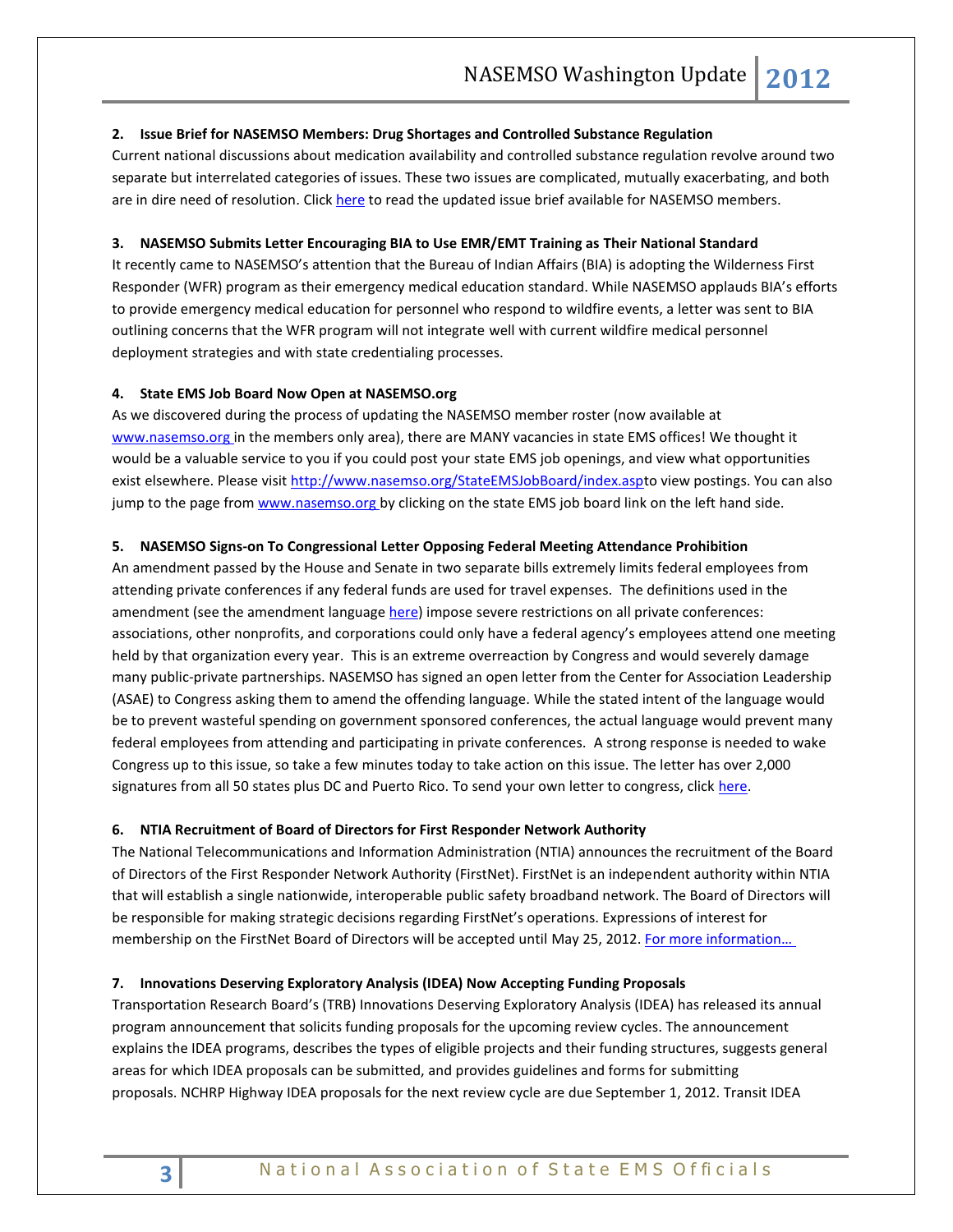**2. Issue Brief for NASEMSO Members: Drug Shortages and Controlled Substance Regulation**

Current national discussions about medication availability and controlled substance regulation revolve around two separate but interrelated categories of issues. These two issues are complicated, mutually exacerbating, and both are in dire need of resolution. Click here to read the updated issue brief available for NASEMSO members.

**3. NASEMSO Submits Letter Encouraging BIA to Use EMR/EMT Training as Their National Standard**

It recently came to NASEMSO's attention that the Bureau of Indian Affairs (BIA) is adopting the Wilderness First Responder (WFR) program as their emergency medical education standard. While NASEMSO applauds BIA's efforts to provide emergency medical education for personnel who respond to wildfire events, a letter was sent to BIA outlining concerns that the WFR program will not integrate well with current wildfire medical personnel deployment strategies and with state credentialing processes.

**4. State EMS Job Board Now Open at NASEMSO.org**

As we discovered during the process of updating the NASEMSO member roster (now available at www.nasemso.org in the members only area), there are MANY vacancies in state EMS offices! We thought it would be a valuable service to you if you could post your state EMS job openings, and view what opportunities exist elsewhere. Please visit http://www.nasemso.org/StateEMSJobBoard/index.aspto view postings. You can also jump to the page from www.nasemso.org by clicking on the state EMS job board link on the left hand side.

**5. NASEMSO Signs-on To Congressional Letter Opposing Federal Meeting Attendance Prohibition**

An amendment passed by the House and Senate in two separate bills extremely limits federal employees from attending private conferences if any federal funds are used for travel expenses. The definitions used in the amendment (see the amendment language here) impose severe restrictions on all private conferences: associations, other nonprofits, and corporations could only have a federal agency's employees attend one meeting held by that organization every year. This is an extreme overreaction by Congress and would severely damage many public-private partnerships. NASEMSO has signed an open letter from the Center for Association Leadership (ASAE) to Congress asking them to amend the offending language. While the stated intent of the language would be to prevent wasteful spending on government sponsored conferences, the actual language would prevent many federal employees from attending and participating in private conferences. A strong response is needed to wake Congress up to this issue, so take a few minutes today to take action on this issue. The letter has over 2,000 signatures from all 50 states plus DC and Puerto Rico. To send your own letter to congress, click here.

**6. NTIA Recruitment of Board of Directors for First Responder Network Authority**

The National Telecommunications and Information Administration (NTIA) announces the recruitment of the Board of Directors of the First Responder Network Authority (FirstNet). FirstNet is an independent authority within NTIA that will establish a single nationwide, interoperable public safety broadband network. The Board of Directors will be responsible for making strategic decisions regarding FirstNet's operations. Expressions of interest for membership on the FirstNet Board of Directors will be accepted until May 25, 2012. For more information…

**7. Innovations Deserving Exploratory Analysis (IDEA) Now Accepting Funding Proposals**

Transportation Research Board's (TRB) Innovations Deserving Exploratory Analysis (IDEA) has released its annual program announcement that solicits funding proposals for the upcoming review cycles. The announcement explains the IDEA programs, describes the types of eligible projects and their funding structures, suggests general areas for which IDEA proposals can be submitted, and provides guidelines and forms for submitting proposals. NCHRP Highway IDEA proposals for the next review cycle are due September 1, 2012. Transit IDEA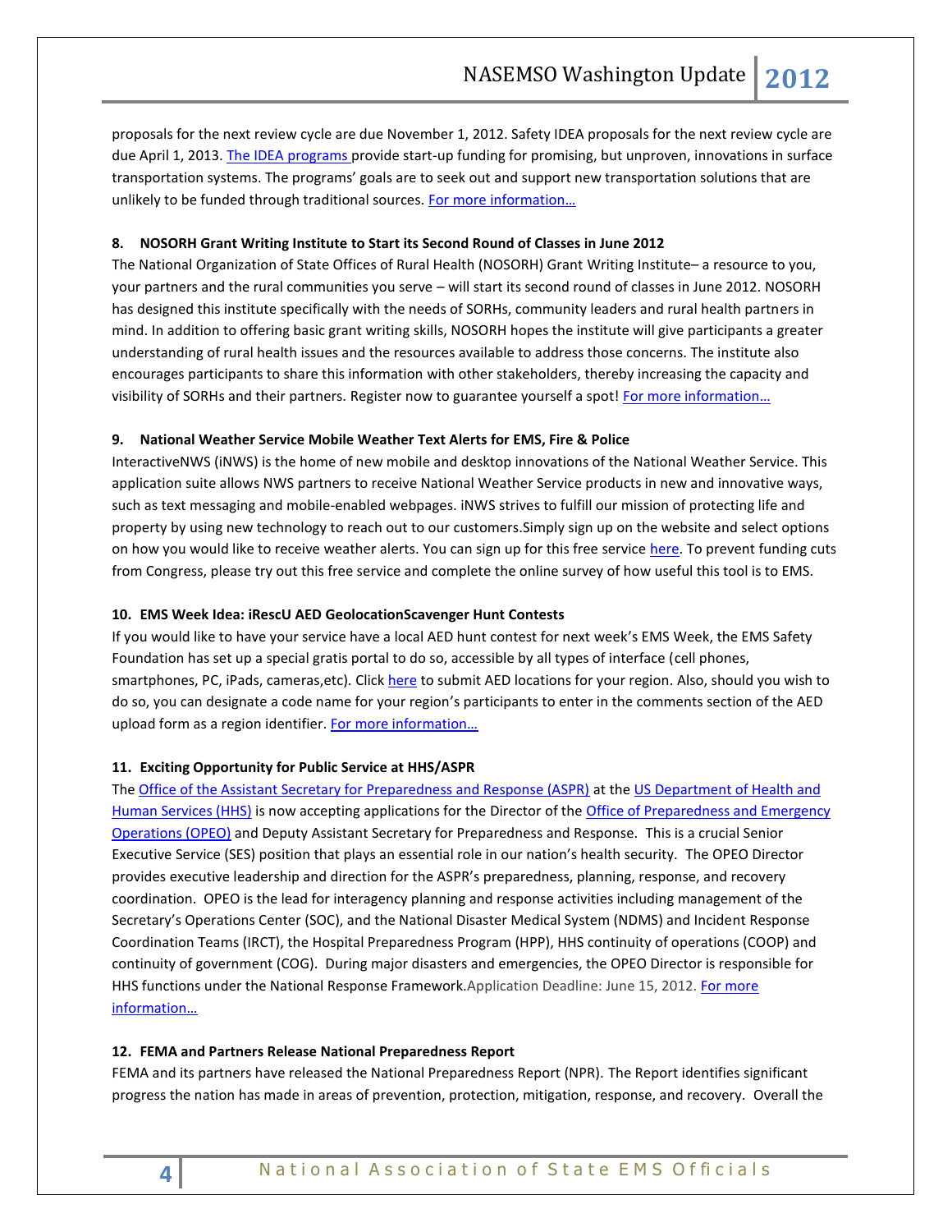proposals for the next review cycle are due November 1, 2012. Safety IDEA proposals for the next review cycle are due April 1, 2013. The IDEA programs provide start-up funding for promising, but unproven, innovations in surface transportation systems. The programs' goals are to seek out and support new transportation solutions that are unlikely to be funded through traditional sources. For more information…

**8. NOSORH Grant Writing Institute to Start its Second Round of Classes in June 2012**

The National Organization of State Offices of Rural Health (NOSORH) Grant Writing Institute– a resource to you, your partners and the rural communities you serve – will start its second round of classes in June 2012. NOSORH has designed this institute specifically with the needs of SORHs, community leaders and rural health partners in mind. In addition to offering basic grant writing skills, NOSORH hopes the institute will give participants a greater understanding of rural health issues and the resources available to address those concerns. The institute also encourages participants to share this information with other stakeholders, thereby increasing the capacity and visibility of SORHs and their partners. Register now to guarantee yourself a spot! For more information…

**9. National Weather Service Mobile Weather Text Alerts for EMS, Fire & Police**

InteractiveNWS (iNWS) is the home of new mobile and desktop innovations of the National Weather Service. This application suite allows NWS partners to receive National Weather Service products in new and innovative ways, such as text messaging and mobile-enabled webpages. iNWS strives to fulfill our mission of protecting life and property by using new technology to reach out to our customers.Simply sign up on the website and select options on how you would like to receive weather alerts. You can sign up for this free service here. To prevent funding cuts from Congress, please try out this free service and complete the online survey of how useful this tool is to EMS.

**10. EMS Week Idea: iRescU AED GeolocationScavenger Hunt Contests**

If you would like to have your service have a local AED hunt contest for next week's EMS Week, the EMS Safety Foundation has set up a special gratis portal to do so, accessible by all types of interface (cell phones, smartphones, PC, iPads, cameras,etc). Click here to submit AED locations for your region. Also, should you wish to do so, you can designate a code name for your region's participants to enter in the comments section of the AED upload form as a region identifier. For more information…

**11. Exciting Opportunity for Public Service at HHS/ASPR**

The Office of the Assistant Secretary for Preparedness and Response (ASPR) at the US Department of Health and Human Services (HHS) is now accepting applications for the Director of the Office of Preparedness and Emergency Operations (OPEO) and Deputy Assistant Secretary for Preparedness and Response. This is a crucial Senior Executive Service (SES) position that plays an essential role in our nation's health security. The OPEO Director provides executive leadership and direction for the ASPR's preparedness, planning, response, and recovery coordination. OPEO is the lead for interagency planning and response activities including management of the Secretary's Operations Center (SOC), and the National Disaster Medical System (NDMS) and Incident Response Coordination Teams (IRCT), the Hospital Preparedness Program (HPP), HHS continuity of operations (COOP) and continuity of government (COG). During major disasters and emergencies, the OPEO Director is responsible for HHS functions under the National Response Framework.Application Deadline: June 15, 2012. For more information…

**12. FEMA and Partners Release National Preparedness Report**

FEMA and its partners have released the National Preparedness Report (NPR). The Report identifies significant progress the nation has made in areas of prevention, protection, mitigation, response, and recovery. Overall the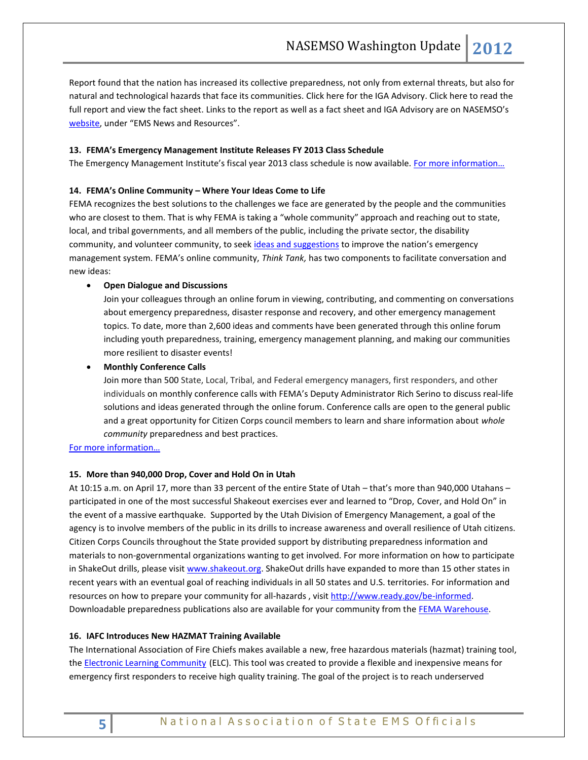Report found that the nation has increased its collective preparedness, not only from external threats, but also for natural and technological hazards that face its communities. Click here for the IGA Advisory. Click here to read the full report and view the fact sheet. Links to the report as well as a fact sheet and IGA Advisory are on NASEMSO's website, under "EMS News and Resources".

### 13. FEMA's Emergency Management Institute Releases FY 2013 Class Schedule

The Emergency Management Institute's fiscal year 2013 class schedule is now available. For more information…

### 14. FEMA's Online Community – Where Your Ideas Come to Life

FEMA recognizes the best solutions to the challenges we face are generated by the people and the communities who are closest to them. That is why FEMA is taking a "whole community" approach and reaching out to state, local, and tribal governments, and all members of the public, including the private sector, the disability community, and volunteer community, to seek ideas and suggestions to improve the nation's emergency management system. FEMA's online community, *Think Tank,* has two components to facilitate conversation and new ideas:

- **Open Dialogue and Discussions**
  Join your colleagues through an online forum in viewing, contributing, and commenting on conversations about emergency preparedness, disaster response and recovery, and other emergency management topics. To date, more than 2,600 ideas and comments have been generated through this online forum including youth preparedness, training, emergency management planning, and making our communities more resilient to disaster events!
- **Monthly Conference Calls**
  Join more than 500 State, Local, Tribal, and Federal emergency managers, first responders, and other individuals on monthly conference calls with FEMA's Deputy Administrator Rich Serino to discuss real-life solutions and ideas generated through the online forum. Conference calls are open to the general public and a great opportunity for Citizen Corps council members to learn and share information about *whole community* preparedness and best practices.

For more information…

### 15. More than 940,000 Drop, Cover and Hold On in Utah

At 10:15 a.m. on April 17, more than 33 percent of the entire State of Utah – that's more than 940,000 Utahans – participated in one of the most successful Shakeout exercises ever and learned to "Drop, Cover, and Hold On" in the event of a massive earthquake. Supported by the Utah Division of Emergency Management, a goal of the agency is to involve members of the public in its drills to increase awareness and overall resilience of Utah citizens. Citizen Corps Councils throughout the State provided support by distributing preparedness information and materials to non-governmental organizations wanting to get involved. For more information on how to participate in ShakeOut drills, please visit www.shakeout.org. ShakeOut drills have expanded to more than 15 other states in recent years with an eventual goal of reaching individuals in all 50 states and U.S. territories. For information and resources on how to prepare your community for all-hazards , visit http://www.ready.gov/be-informed. Downloadable preparedness publications also are available for your community from the FEMA Warehouse.

### 16. IAFC Introduces New HAZMAT Training Available

The International Association of Fire Chiefs makes available a new, free hazardous materials (hazmat) training tool, the Electronic Learning Community (ELC). This tool was created to provide a flexible and inexpensive means for emergency first responders to receive high quality training. The goal of the project is to reach underserved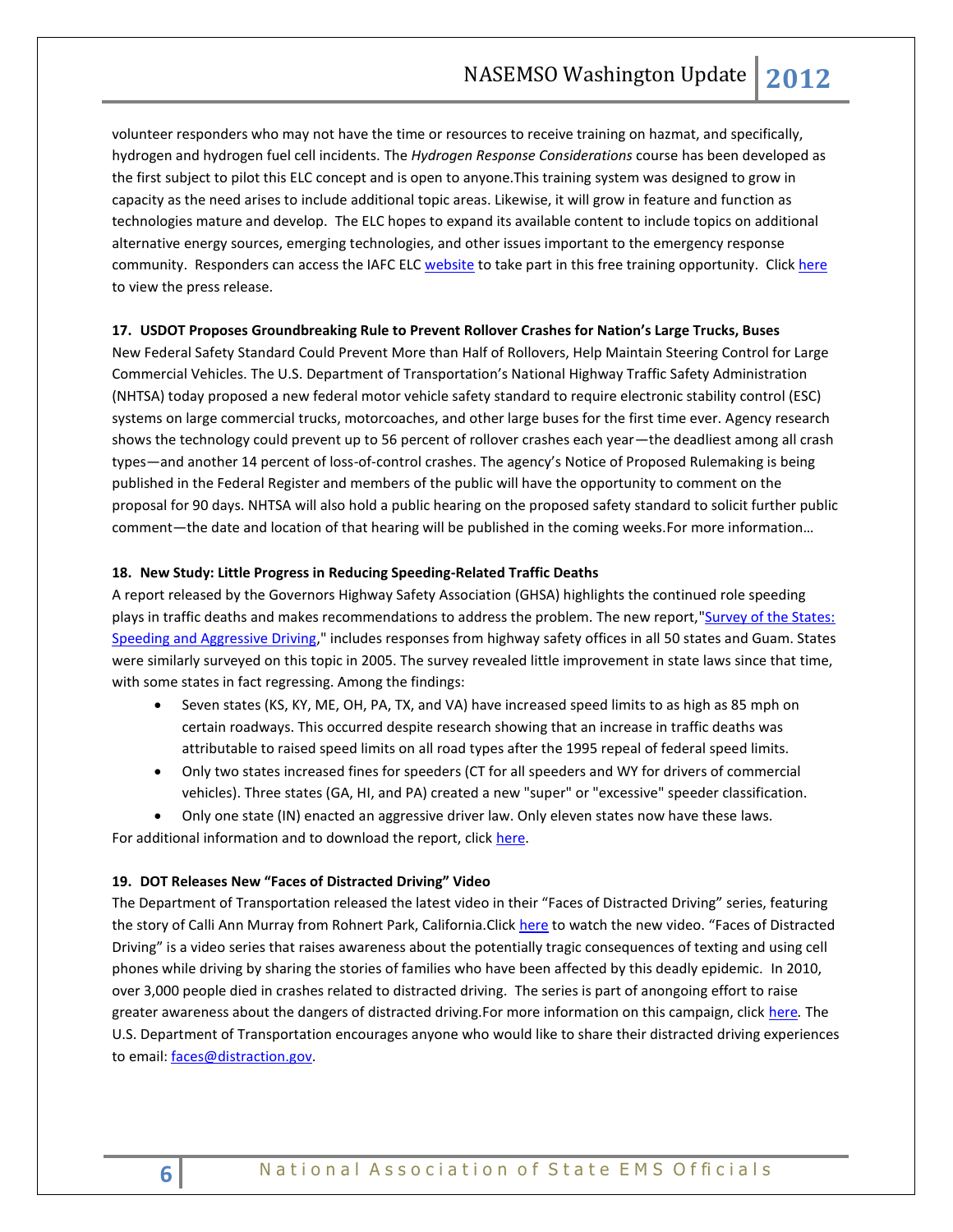volunteer responders who may not have the time or resources to receive training on hazmat, and specifically, hydrogen and hydrogen fuel cell incidents. The *Hydrogen Response Considerations* course has been developed as the first subject to pilot this ELC concept and is open to anyone.This training system was designed to grow in capacity as the need arises to include additional topic areas. Likewise, it will grow in feature and function as technologies mature and develop. The ELC hopes to expand its available content to include topics on additional alternative energy sources, emerging technologies, and other issues important to the emergency response community. Responders can access the IAFC ELC website to take part in this free training opportunity. Click here to view the press release.

**17. USDOT Proposes Groundbreaking Rule to Prevent Rollover Crashes for Nation's Large Trucks, Buses**

New Federal Safety Standard Could Prevent More than Half of Rollovers, Help Maintain Steering Control for Large Commercial Vehicles. The U.S. Department of Transportation's National Highway Traffic Safety Administration (NHTSA) today proposed a new federal motor vehicle safety standard to require electronic stability control (ESC) systems on large commercial trucks, motorcoaches, and other large buses for the first time ever. Agency research shows the technology could prevent up to 56 percent of rollover crashes each year—the deadliest among all crash types—and another 14 percent of loss-of-control crashes. The agency's Notice of Proposed Rulemaking is being published in the Federal Register and members of the public will have the opportunity to comment on the proposal for 90 days. NHTSA will also hold a public hearing on the proposed safety standard to solicit further public comment—the date and location of that hearing will be published in the coming weeks.For more information…

**18. New Study: Little Progress in Reducing Speeding-Related Traffic Deaths**

A report released by the Governors Highway Safety Association (GHSA) highlights the continued role speeding plays in traffic deaths and makes recommendations to address the problem. The new report,"Survey of the States: Speeding and Aggressive Driving," includes responses from highway safety offices in all 50 states and Guam. States were similarly surveyed on this topic in 2005. The survey revealed little improvement in state laws since that time, with some states in fact regressing. Among the findings:

- Seven states (KS, KY, ME, OH, PA, TX, and VA) have increased speed limits to as high as 85 mph on certain roadways. This occurred despite research showing that an increase in traffic deaths was attributable to raised speed limits on all road types after the 1995 repeal of federal speed limits.
- Only two states increased fines for speeders (CT for all speeders and WY for drivers of commercial vehicles). Three states (GA, HI, and PA) created a new "super" or "excessive" speeder classification.
- Only one state (IN) enacted an aggressive driver law. Only eleven states now have these laws.

For additional information and to download the report, click here.

**19. DOT Releases New "Faces of Distracted Driving" Video**

The Department of Transportation released the latest video in their "Faces of Distracted Driving" series, featuring the story of Calli Ann Murray from Rohnert Park, California.Click here to watch the new video. "Faces of Distracted Driving" is a video series that raises awareness about the potentially tragic consequences of texting and using cell phones while driving by sharing the stories of families who have been affected by this deadly epidemic. In 2010, over 3,000 people died in crashes related to distracted driving. The series is part of anongoing effort to raise greater awareness about the dangers of distracted driving.For more information on this campaign, click *here.* The U.S. Department of Transportation encourages anyone who would like to share their distracted driving experiences to email: faces@distraction.gov.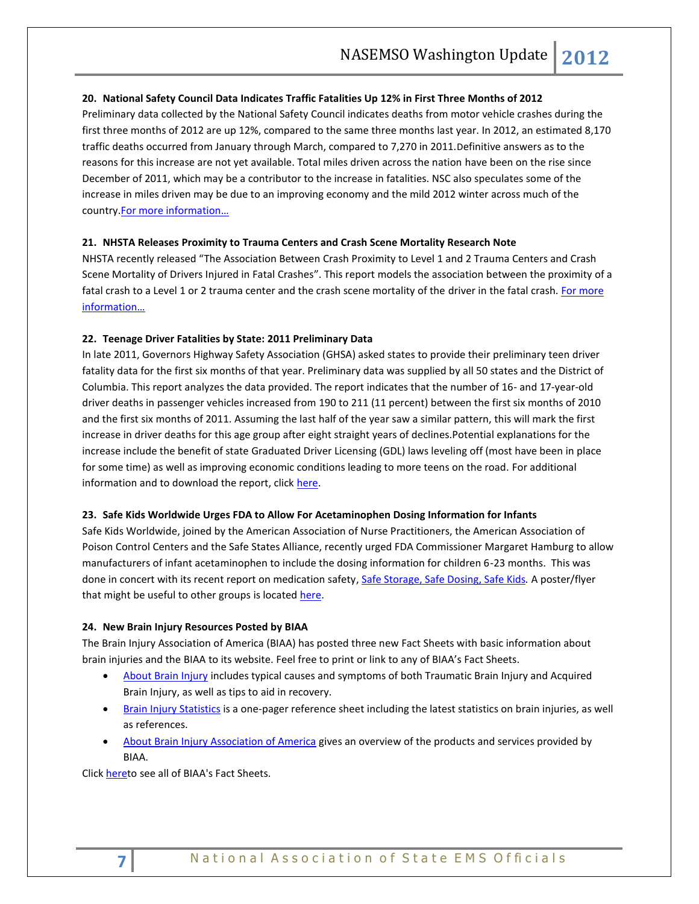### 20. National Safety Council Data Indicates Traffic Fatalities Up 12% in First Three Months of 2012

Preliminary data collected by the National Safety Council indicates deaths from motor vehicle crashes during the first three months of 2012 are up 12%, compared to the same three months last year. In 2012, an estimated 8,170 traffic deaths occurred from January through March, compared to 7,270 in 2011.Definitive answers as to the reasons for this increase are not yet available. Total miles driven across the nation have been on the rise since December of 2011, which may be a contributor to the increase in fatalities. NSC also speculates some of the increase in miles driven may be due to an improving economy and the mild 2012 winter across much of the country.For more information…

### 21. NHSTA Releases Proximity to Trauma Centers and Crash Scene Mortality Research Note

NHSTA recently released "The Association Between Crash Proximity to Level 1 and 2 Trauma Centers and Crash Scene Mortality of Drivers Injured in Fatal Crashes". This report models the association between the proximity of a fatal crash to a Level 1 or 2 trauma center and the crash scene mortality of the driver in the fatal crash. For more information…

### 22. Teenage Driver Fatalities by State: 2011 Preliminary Data

In late 2011, Governors Highway Safety Association (GHSA) asked states to provide their preliminary teen driver fatality data for the first six months of that year. Preliminary data was supplied by all 50 states and the District of Columbia. This report analyzes the data provided. The report indicates that the number of 16- and 17-year-old driver deaths in passenger vehicles increased from 190 to 211 (11 percent) between the first six months of 2010 and the first six months of 2011. Assuming the last half of the year saw a similar pattern, this will mark the first increase in driver deaths for this age group after eight straight years of declines.Potential explanations for the increase include the benefit of state Graduated Driver Licensing (GDL) laws leveling off (most have been in place for some time) as well as improving economic conditions leading to more teens on the road. For additional information and to download the report, click here.

### 23. Safe Kids Worldwide Urges FDA to Allow For Acetaminophen Dosing Information for Infants

Safe Kids Worldwide, joined by the American Association of Nurse Practitioners, the American Association of Poison Control Centers and the Safe States Alliance, recently urged FDA Commissioner Margaret Hamburg to allow manufacturers of infant acetaminophen to include the dosing information for children 6-23 months. This was done in concert with its recent report on medication safety, *Safe Storage, Safe Dosing, Safe Kids.* A poster/flyer that might be useful to other groups is located here.

### 24. New Brain Injury Resources Posted by BIAA

The Brain Injury Association of America (BIAA) has posted three new Fact Sheets with basic information about brain injuries and the BIAA to its website. Feel free to print or link to any of BIAA's Fact Sheets.

- About Brain Injury includes typical causes and symptoms of both Traumatic Brain Injury and Acquired Brain Injury, as well as tips to aid in recovery.
- Brain Injury Statistics is a one-pager reference sheet including the latest statistics on brain injuries, as well as references.
- About Brain Injury Association of America gives an overview of the products and services provided by BIAA.

Click hereto see all of BIAA's Fact Sheets.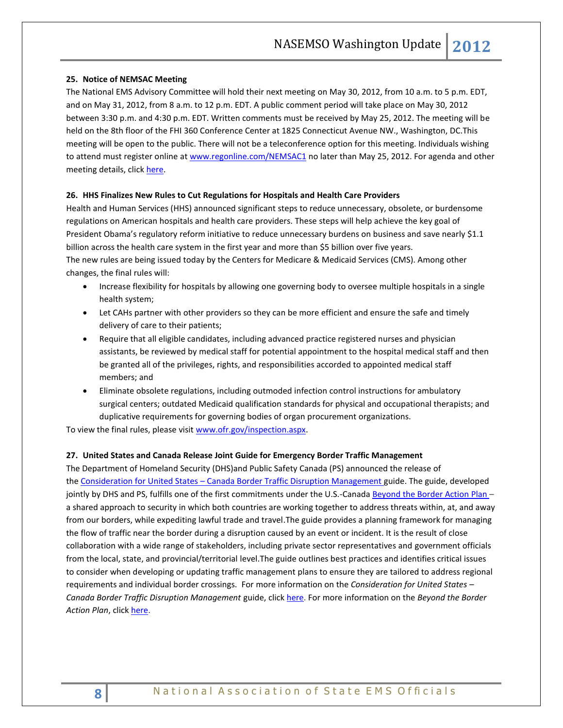### 25. Notice of NEMSAC Meeting

The National EMS Advisory Committee will hold their next meeting on May 30, 2012, from 10 a.m. to 5 p.m. EDT, and on May 31, 2012, from 8 a.m. to 12 p.m. EDT. A public comment period will take place on May 30, 2012 between 3:30 p.m. and 4:30 p.m. EDT. Written comments must be received by May 25, 2012. The meeting will be held on the 8th floor of the FHI 360 Conference Center at 1825 Connecticut Avenue NW., Washington, DC.This meeting will be open to the public. There will not be a teleconference option for this meeting. Individuals wishing to attend must register online at www.regonline.com/NEMSAC1 no later than May 25, 2012. For agenda and other meeting details, click here.

### 26. HHS Finalizes New Rules to Cut Regulations for Hospitals and Health Care Providers

Health and Human Services (HHS) announced significant steps to reduce unnecessary, obsolete, or burdensome regulations on American hospitals and health care providers. These steps will help achieve the key goal of President Obama's regulatory reform initiative to reduce unnecessary burdens on business and save nearly $1.1 billion across the health care system in the first year and more than $5 billion over five years.
The new rules are being issued today by the Centers for Medicare & Medicaid Services (CMS). Among other changes, the final rules will:

- Increase flexibility for hospitals by allowing one governing body to oversee multiple hospitals in a single health system;
- Let CAHs partner with other providers so they can be more efficient and ensure the safe and timely delivery of care to their patients;
- Require that all eligible candidates, including advanced practice registered nurses and physician assistants, be reviewed by medical staff for potential appointment to the hospital medical staff and then be granted all of the privileges, rights, and responsibilities accorded to appointed medical staff members; and
- Eliminate obsolete regulations, including outmoded infection control instructions for ambulatory surgical centers; outdated Medicaid qualification standards for physical and occupational therapists; and duplicative requirements for governing bodies of organ procurement organizations.

To view the final rules, please visit www.ofr.gov/inspection.aspx.

### 27. United States and Canada Release Joint Guide for Emergency Border Traffic Management

The Department of Homeland Security (DHS)and Public Safety Canada (PS) announced the release of the Consideration for United States – Canada Border Traffic Disruption Management guide. The guide, developed jointly by DHS and PS, fulfills one of the first commitments under the U.S.-Canada Beyond the Border Action Plan – a shared approach to security in which both countries are working together to address threats within, at, and away from our borders, while expediting lawful trade and travel.The guide provides a planning framework for managing the flow of traffic near the border during a disruption caused by an event or incident. It is the result of close collaboration with a wide range of stakeholders, including private sector representatives and government officials from the local, state, and provincial/territorial level.The guide outlines best practices and identifies critical issues to consider when developing or updating traffic management plans to ensure they are tailored to address regional requirements and individual border crossings. For more information on the *Consideration for United States – Canada Border Traffic Disruption Management* guide, click here. For more information on the *Beyond the Border Action Plan*, click here.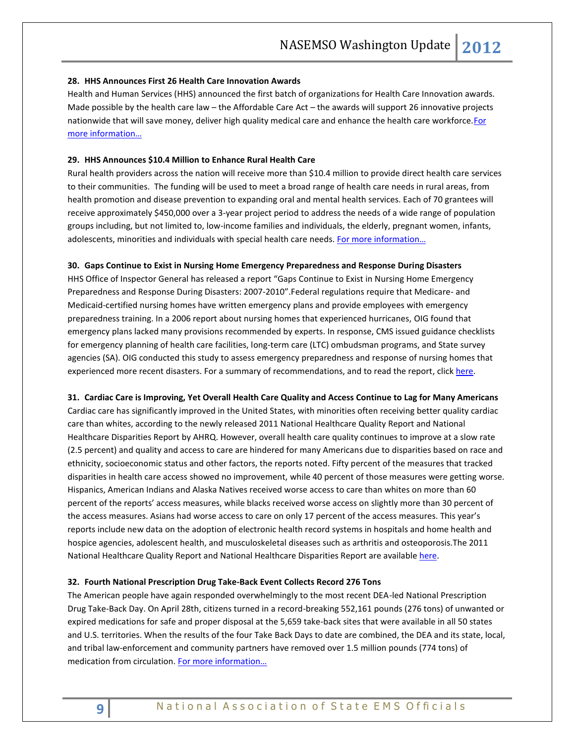### 28. HHS Announces First 26 Health Care Innovation Awards

Health and Human Services (HHS) announced the first batch of organizations for Health Care Innovation awards. Made possible by the health care law – the Affordable Care Act – the awards will support 26 innovative projects nationwide that will save money, deliver high quality medical care and enhance the health care workforce. For more information…

### 29. HHS Announces $10.4 Million to Enhance Rural Health Care

Rural health providers across the nation will receive more than $10.4 million to provide direct health care services to their communities. The funding will be used to meet a broad range of health care needs in rural areas, from health promotion and disease prevention to expanding oral and mental health services. Each of 70 grantees will receive approximately $450,000 over a 3-year project period to address the needs of a wide range of population groups including, but not limited to, low-income families and individuals, the elderly, pregnant women, infants, adolescents, minorities and individuals with special health care needs. For more information…

### 30. Gaps Continue to Exist in Nursing Home Emergency Preparedness and Response During Disasters

HHS Office of Inspector General has released a report "Gaps Continue to Exist in Nursing Home Emergency Preparedness and Response During Disasters: 2007-2010".Federal regulations require that Medicare- and Medicaid-certified nursing homes have written emergency plans and provide employees with emergency preparedness training. In a 2006 report about nursing homes that experienced hurricanes, OIG found that emergency plans lacked many provisions recommended by experts. In response, CMS issued guidance checklists for emergency planning of health care facilities, long-term care (LTC) ombudsman programs, and State survey agencies (SA). OIG conducted this study to assess emergency preparedness and response of nursing homes that experienced more recent disasters. For a summary of recommendations, and to read the report, click here.

### 31. Cardiac Care is Improving, Yet Overall Health Care Quality and Access Continue to Lag for Many Americans

Cardiac care has significantly improved in the United States, with minorities often receiving better quality cardiac care than whites, according to the newly released 2011 National Healthcare Quality Report and National Healthcare Disparities Report by AHRQ. However, overall health care quality continues to improve at a slow rate (2.5 percent) and quality and access to care are hindered for many Americans due to disparities based on race and ethnicity, socioeconomic status and other factors, the reports noted. Fifty percent of the measures that tracked disparities in health care access showed no improvement, while 40 percent of those measures were getting worse. Hispanics, American Indians and Alaska Natives received worse access to care than whites on more than 60 percent of the reports' access measures, while blacks received worse access on slightly more than 30 percent of the access measures. Asians had worse access to care on only 17 percent of the access measures. This year's reports include new data on the adoption of electronic health record systems in hospitals and home health and hospice agencies, adolescent health, and musculoskeletal diseases such as arthritis and osteoporosis.The 2011 National Healthcare Quality Report and National Healthcare Disparities Report are available here.

### 32. Fourth National Prescription Drug Take-Back Event Collects Record 276 Tons

The American people have again responded overwhelmingly to the most recent DEA-led National Prescription Drug Take-Back Day. On April 28th, citizens turned in a record-breaking 552,161 pounds (276 tons) of unwanted or expired medications for safe and proper disposal at the 5,659 take-back sites that were available in all 50 states and U.S. territories. When the results of the four Take Back Days to date are combined, the DEA and its state, local, and tribal law-enforcement and community partners have removed over 1.5 million pounds (774 tons) of medication from circulation. For more information…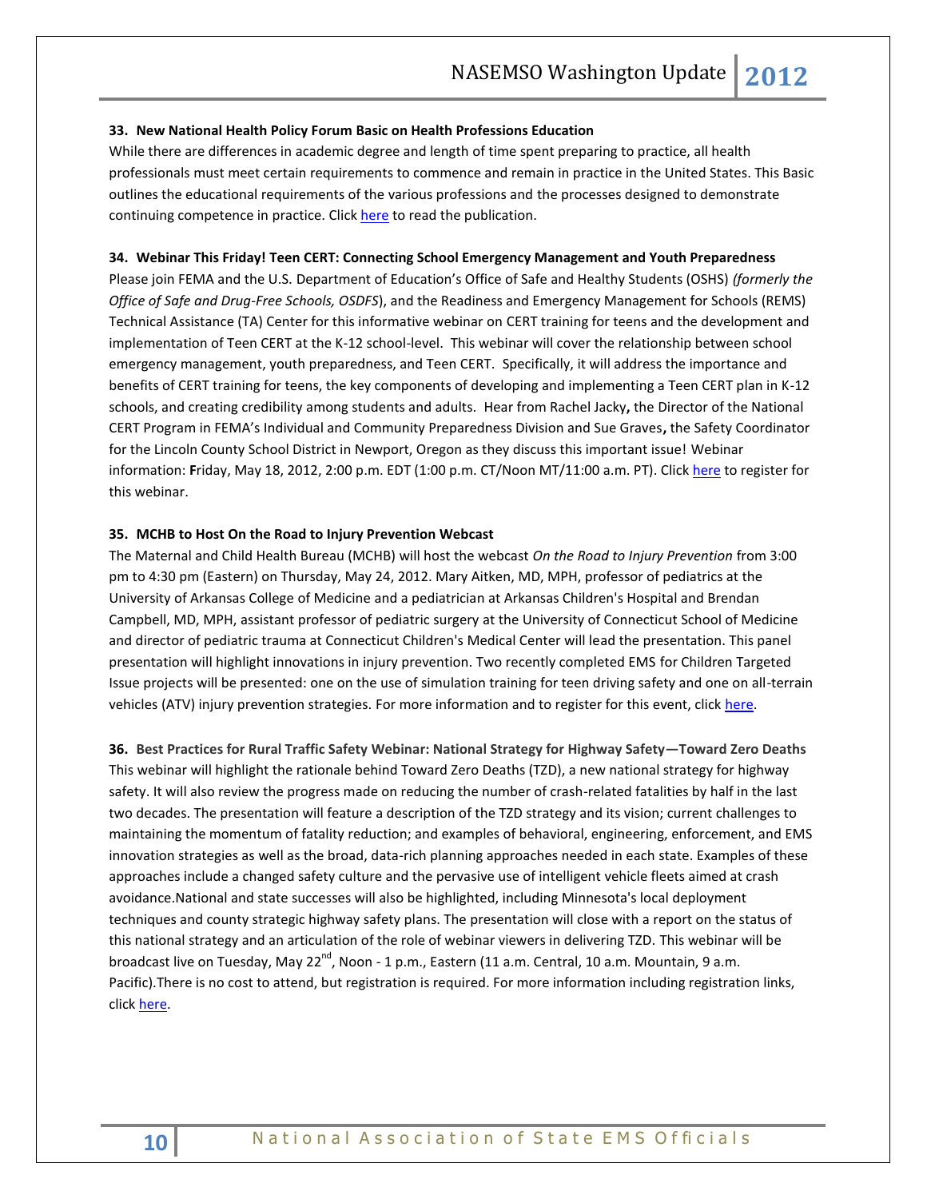**33. New National Health Policy Forum Basic on Health Professions Education**

While there are differences in academic degree and length of time spent preparing to practice, all health professionals must meet certain requirements to commence and remain in practice in the United States. This Basic outlines the educational requirements of the various professions and the processes designed to demonstrate continuing competence in practice. Click here to read the publication.

**34. Webinar This Friday! Teen CERT: Connecting School Emergency Management and Youth Preparedness**

Please join FEMA and the U.S. Department of Education's Office of Safe and Healthy Students (OSHS) *(formerly the Office of Safe and Drug-Free Schools, OSDFS*), and the Readiness and Emergency Management for Schools (REMS) Technical Assistance (TA) Center for this informative webinar on CERT training for teens and the development and implementation of Teen CERT at the K-12 school-level. This webinar will cover the relationship between school emergency management, youth preparedness, and Teen CERT. Specifically, it will address the importance and benefits of CERT training for teens, the key components of developing and implementing a Teen CERT plan in K-12 schools, and creating credibility among students and adults. Hear from Rachel Jacky**,** the Director of the National CERT Program in FEMA's Individual and Community Preparedness Division and Sue Graves**,** the Safety Coordinator for the Lincoln County School District in Newport, Oregon as they discuss this important issue! Webinar information: **F**riday, May 18, 2012, 2:00 p.m. EDT (1:00 p.m. CT/Noon MT/11:00 a.m. PT). Click here to register for this webinar.

**35. MCHB to Host On the Road to Injury Prevention Webcast**

The Maternal and Child Health Bureau (MCHB) will host the webcast *On the Road to Injury Prevention* from 3:00 pm to 4:30 pm (Eastern) on Thursday, May 24, 2012. Mary Aitken, MD, MPH, professor of pediatrics at the University of Arkansas College of Medicine and a pediatrician at Arkansas Children's Hospital and Brendan Campbell, MD, MPH, assistant professor of pediatric surgery at the University of Connecticut School of Medicine and director of pediatric trauma at Connecticut Children's Medical Center will lead the presentation. This panel presentation will highlight innovations in injury prevention. Two recently completed EMS for Children Targeted Issue projects will be presented: one on the use of simulation training for teen driving safety and one on all-terrain vehicles (ATV) injury prevention strategies. For more information and to register for this event, click here.

**36. Best Practices for Rural Traffic Safety Webinar: National Strategy for Highway Safety—Toward Zero Deaths**

This webinar will highlight the rationale behind Toward Zero Deaths (TZD), a new national strategy for highway safety. It will also review the progress made on reducing the number of crash-related fatalities by half in the last two decades. The presentation will feature a description of the TZD strategy and its vision; current challenges to maintaining the momentum of fatality reduction; and examples of behavioral, engineering, enforcement, and EMS innovation strategies as well as the broad, data-rich planning approaches needed in each state. Examples of these approaches include a changed safety culture and the pervasive use of intelligent vehicle fleets aimed at crash avoidance.National and state successes will also be highlighted, including Minnesota's local deployment techniques and county strategic highway safety plans. The presentation will close with a report on the status of this national strategy and an articulation of the role of webinar viewers in delivering TZD. This webinar will be broadcast live on Tuesday, May 22nd, Noon - 1 p.m., Eastern (11 a.m. Central, 10 a.m. Mountain, 9 a.m. Pacific).There is no cost to attend, but registration is required. For more information including registration links, click here.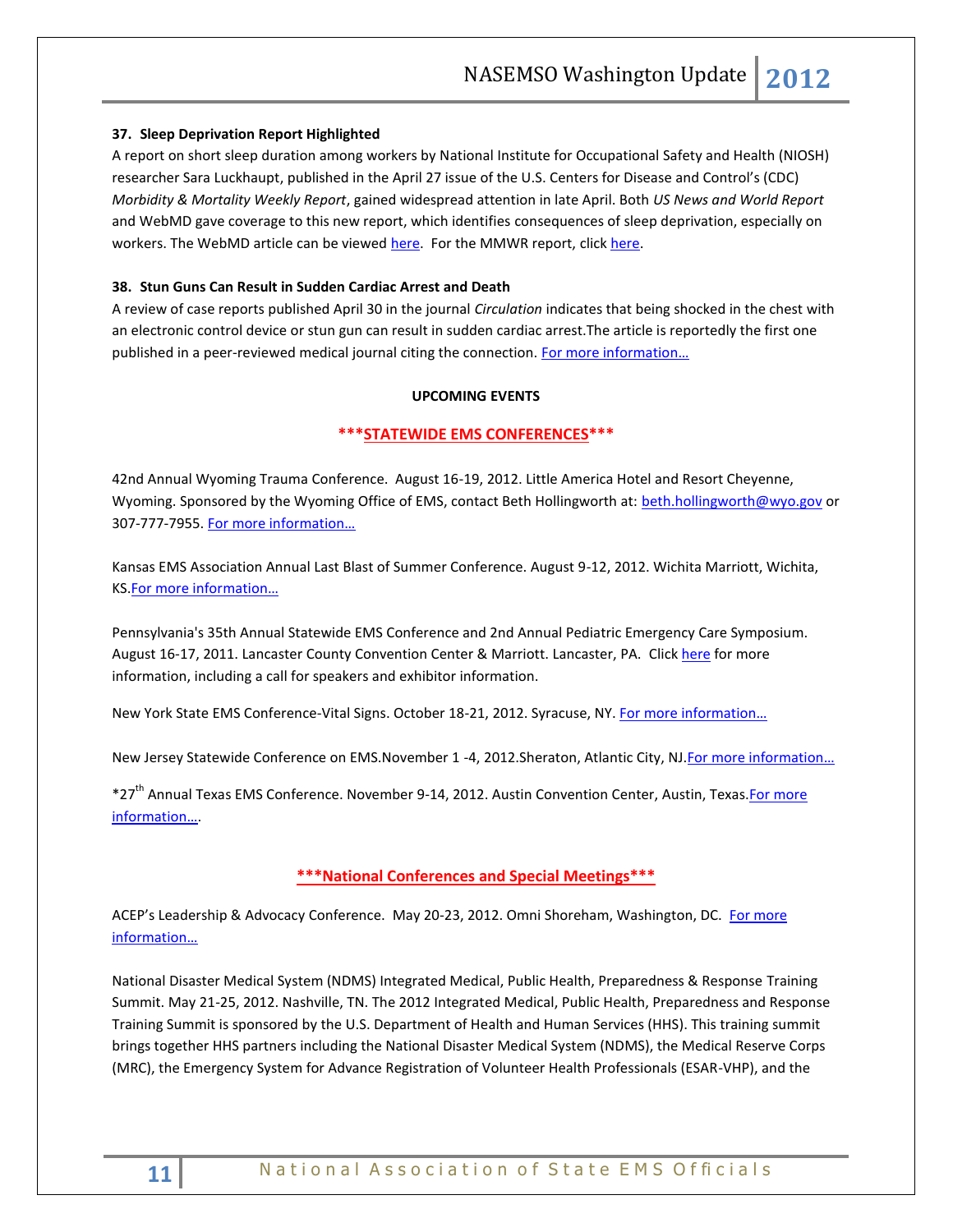**37. Sleep Deprivation Report Highlighted**

A report on short sleep duration among workers by National Institute for Occupational Safety and Health (NIOSH) researcher Sara Luckhaupt, published in the April 27 issue of the U.S. Centers for Disease and Control's (CDC) *Morbidity & Mortality Weekly Report*, gained widespread attention in late April. Both *US News and World Report* and WebMD gave coverage to this new report, which identifies consequences of sleep deprivation, especially on workers. The WebMD article can be viewed here. For the MMWR report, click here.

**38. Stun Guns Can Result in Sudden Cardiac Arrest and Death**

A review of case reports published April 30 in the journal *Circulation* indicates that being shocked in the chest with an electronic control device or stun gun can result in sudden cardiac arrest.The article is reportedly the first one published in a peer-reviewed medical journal citing the connection. For more information…

**UPCOMING EVENTS**

**\*\*\*STATEWIDE EMS CONFERENCES\*\*\***

42nd Annual Wyoming Trauma Conference. August 16-19, 2012. Little America Hotel and Resort Cheyenne, Wyoming. Sponsored by the Wyoming Office of EMS, contact Beth Hollingworth at: beth.hollingworth@wyo.gov or 307-777-7955. For more information…

Kansas EMS Association Annual Last Blast of Summer Conference. August 9-12, 2012. Wichita Marriott, Wichita, KS.For more information…

Pennsylvania's 35th Annual Statewide EMS Conference and 2nd Annual Pediatric Emergency Care Symposium. August 16-17, 2011. Lancaster County Convention Center & Marriott. Lancaster, PA. Click here for more information, including a call for speakers and exhibitor information.

New York State EMS Conference-Vital Signs. October 18-21, 2012. Syracuse, NY. For more information…

New Jersey Statewide Conference on EMS.November 1 -4, 2012.Sheraton, Atlantic City, NJ.For more information…

\*27th Annual Texas EMS Conference. November 9-14, 2012. Austin Convention Center, Austin, Texas.For more information….

**\*\*\*National Conferences and Special Meetings\*\*\***

ACEP's Leadership & Advocacy Conference. May 20-23, 2012. Omni Shoreham, Washington, DC. For more information…

National Disaster Medical System (NDMS) Integrated Medical, Public Health, Preparedness & Response Training Summit. May 21-25, 2012. Nashville, TN. The 2012 Integrated Medical, Public Health, Preparedness and Response Training Summit is sponsored by the U.S. Department of Health and Human Services (HHS). This training summit brings together HHS partners including the National Disaster Medical System (NDMS), the Medical Reserve Corps (MRC), the Emergency System for Advance Registration of Volunteer Health Professionals (ESAR-VHP), and the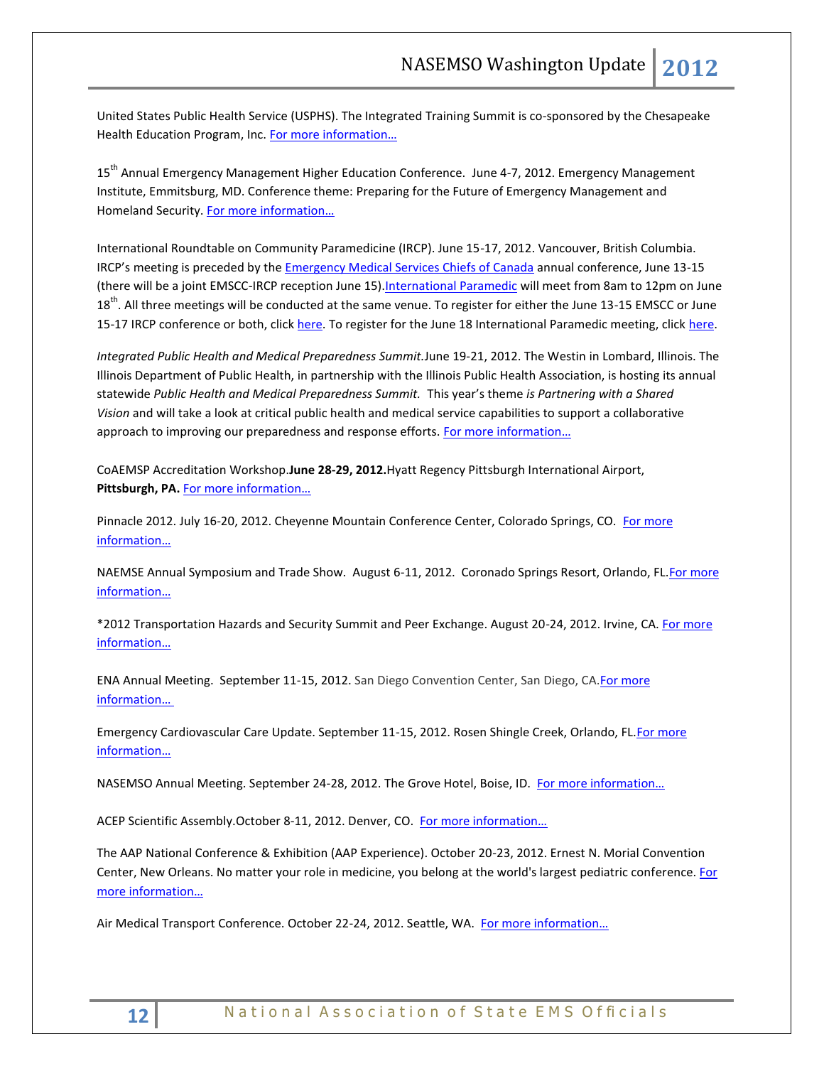United States Public Health Service (USPHS). The Integrated Training Summit is co-sponsored by the Chesapeake Health Education Program, Inc. For more information…

15th Annual Emergency Management Higher Education Conference. June 4-7, 2012. Emergency Management Institute, Emmitsburg, MD. Conference theme: Preparing for the Future of Emergency Management and Homeland Security. For more information…

International Roundtable on Community Paramedicine (IRCP). June 15-17, 2012. Vancouver, British Columbia. IRCP's meeting is preceded by the Emergency Medical Services Chiefs of Canada annual conference, June 13-15 (there will be a joint EMSCC-IRCP reception June 15). International Paramedic will meet from 8am to 12pm on June 18th. All three meetings will be conducted at the same venue. To register for either the June 13-15 EMSCC or June 15-17 IRCP conference or both, click here. To register for the June 18 International Paramedic meeting, click here.

*Integrated Public Health and Medical Preparedness Summit.* June 19-21, 2012. The Westin in Lombard, Illinois. The Illinois Department of Public Health, in partnership with the Illinois Public Health Association, is hosting its annual statewide *Public Health and Medical Preparedness Summit.* This year's theme *is Partnering with a Shared Vision* and will take a look at critical public health and medical service capabilities to support a collaborative approach to improving our preparedness and response efforts. For more information…

CoAEMSP Accreditation Workshop. **June 28-29, 2012.** Hyatt Regency Pittsburgh International Airport, **Pittsburgh, PA.** For more information…

Pinnacle 2012. July 16-20, 2012. Cheyenne Mountain Conference Center, Colorado Springs, CO. For more information…

NAEMSE Annual Symposium and Trade Show. August 6-11, 2012. Coronado Springs Resort, Orlando, FL. For more information…

*2012 Transportation Hazards and Security Summit and Peer Exchange. August 20-24, 2012. Irvine, CA. For more information…

ENA Annual Meeting. September 11-15, 2012. San Diego Convention Center, San Diego, CA. For more information…

Emergency Cardiovascular Care Update. September 11-15, 2012. Rosen Shingle Creek, Orlando, FL. For more information…

NASEMSO Annual Meeting. September 24-28, 2012. The Grove Hotel, Boise, ID. For more information…

ACEP Scientific Assembly. October 8-11, 2012. Denver, CO. For more information…

The AAP National Conference & Exhibition (AAP Experience). October 20-23, 2012. Ernest N. Morial Convention Center, New Orleans. No matter your role in medicine, you belong at the world's largest pediatric conference. For more information…

Air Medical Transport Conference. October 22-24, 2012. Seattle, WA. For more information…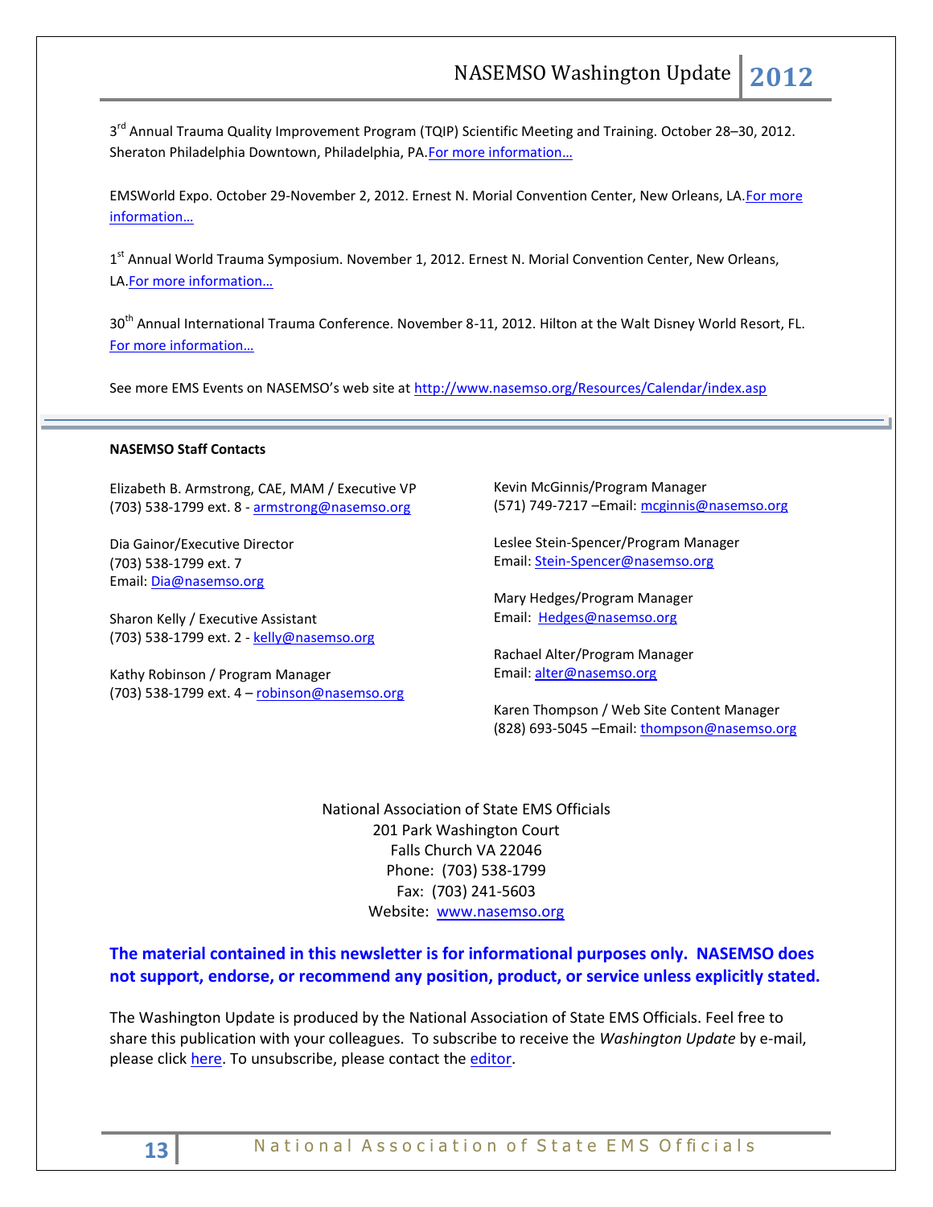3rd Annual Trauma Quality Improvement Program (TQIP) Scientific Meeting and Training. October 28–30, 2012. Sheraton Philadelphia Downtown, Philadelphia, PA. For more information…

EMSWorld Expo. October 29-November 2, 2012. Ernest N. Morial Convention Center, New Orleans, LA. For more information…

1st Annual World Trauma Symposium. November 1, 2012. Ernest N. Morial Convention Center, New Orleans, LA. For more information…

30th Annual International Trauma Conference. November 8-11, 2012. Hilton at the Walt Disney World Resort, FL. For more information…

See more EMS Events on NASEMSO's web site at http://www.nasemso.org/Resources/Calendar/index.asp

---

**NASEMSO Staff Contacts**

Elizabeth B. Armstrong, CAE, MAM / Executive VP
(703) 538-1799 ext. 8 - armstrong@nasemso.org

Dia Gainor/Executive Director
(703) 538-1799 ext. 7
Email: Dia@nasemso.org

Sharon Kelly / Executive Assistant
(703) 538-1799 ext. 2 - kelly@nasemso.org

Kathy Robinson / Program Manager
(703) 538-1799 ext. 4 – robinson@nasemso.org

Kevin McGinnis/Program Manager
(571) 749-7217 –Email: mcginnis@nasemso.org

Leslee Stein-Spencer/Program Manager
Email: Stein-Spencer@nasemso.org

Mary Hedges/Program Manager
Email: Hedges@nasemso.org

Rachael Alter/Program Manager
Email: alter@nasemso.org

Karen Thompson / Web Site Content Manager
(828) 693-5045 –Email: thompson@nasemso.org

National Association of State EMS Officials
201 Park Washington Court
Falls Church VA 22046
Phone: (703) 538-1799
Fax: (703) 241-5603
Website: www.nasemso.org

**The material contained in this newsletter is for informational purposes only. NASEMSO does not support, endorse, or recommend any position, product, or service unless explicitly stated.**

The Washington Update is produced by the National Association of State EMS Officials. Feel free to share this publication with your colleagues. To subscribe to receive the *Washington Update* by e-mail, please click here. To unsubscribe, please contact the editor.